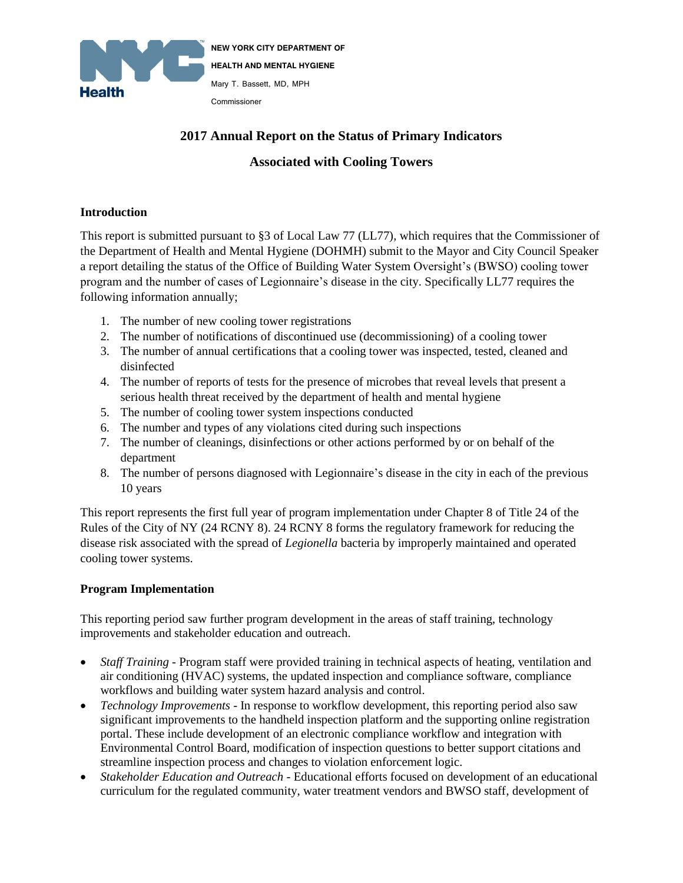NEW YORK CITY DEPARTMENT OF HEALTH AND MENTAL HYGIENE

Mary T. Bassett, MD, MPH

Commissioner

# 2017 Annual Report on the Status of Primary Indicators Associated with Cooling Towers

## Introduction

This report is submitted pursuant to §3 of Local Law 77 (LL77), which requires that the Commissioner of the Department of Health and Mental Hygiene (DOHMH) submit to the Mayor and City Council Speaker a report detailing the status of the Office of Building Water System Oversight's (BWSO) cooling tower program and the number of cases of Legionnaire's disease in the city. Specifically LL77 requires the following information annually;

1. The number of new cooling tower registrations
2. The number of notifications of discontinued use (decommissioning) of a cooling tower
3. The number of annual certifications that a cooling tower was inspected, tested, cleaned and disinfected
4. The number of reports of tests for the presence of microbes that reveal levels that present a serious health threat received by the department of health and mental hygiene
5. The number of cooling tower system inspections conducted
6. The number and types of any violations cited during such inspections
7. The number of cleanings, disinfections or other actions performed by or on behalf of the department
8. The number of persons diagnosed with Legionnaire's disease in the city in each of the previous 10 years

This report represents the first full year of program implementation under Chapter 8 of Title 24 of the Rules of the City of NY (24 RCNY 8). 24 RCNY 8 forms the regulatory framework for reducing the disease risk associated with the spread of *Legionella* bacteria by improperly maintained and operated cooling tower systems.

## Program Implementation

This reporting period saw further program development in the areas of staff training, technology improvements and stakeholder education and outreach.

- *Staff Training* - Program staff were provided training in technical aspects of heating, ventilation and air conditioning (HVAC) systems, the updated inspection and compliance software, compliance workflows and building water system hazard analysis and control.
- *Technology Improvements* - In response to workflow development, this reporting period also saw significant improvements to the handheld inspection platform and the supporting online registration portal. These include development of an electronic compliance workflow and integration with Environmental Control Board, modification of inspection questions to better support citations and streamline inspection process and changes to violation enforcement logic.
- *Stakeholder Education and Outreach* - Educational efforts focused on development of an educational curriculum for the regulated community, water treatment vendors and BWSO staff, development of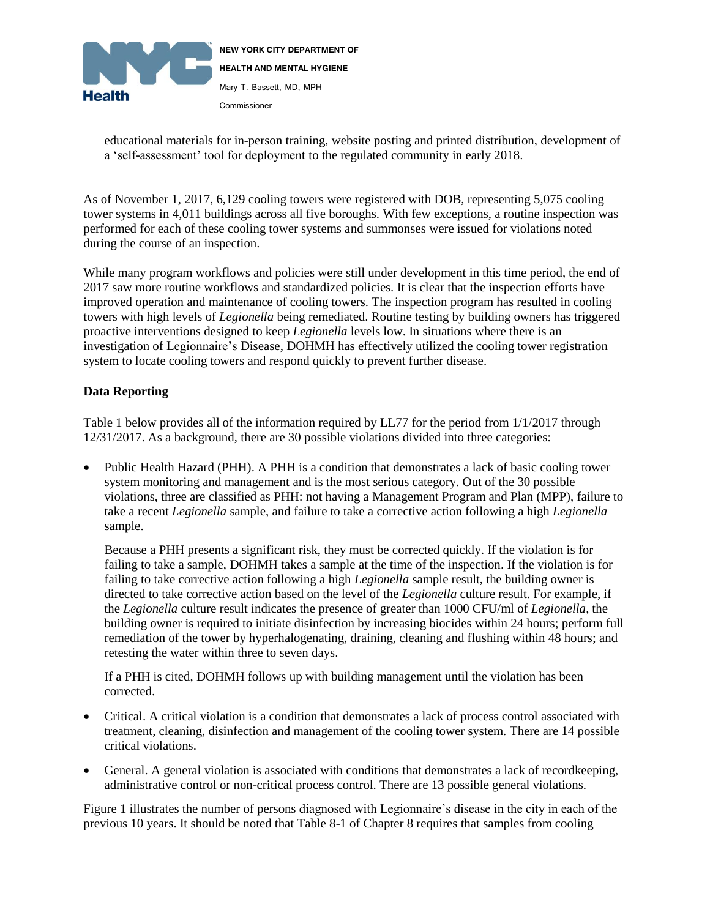educational materials for in-person training, website posting and printed distribution, development of a 'self-assessment' tool for deployment to the regulated community in early 2018.

As of November 1, 2017, 6,129 cooling towers were registered with DOB, representing 5,075 cooling tower systems in 4,011 buildings across all five boroughs. With few exceptions, a routine inspection was performed for each of these cooling tower systems and summonses were issued for violations noted during the course of an inspection.

While many program workflows and policies were still under development in this time period, the end of 2017 saw more routine workflows and standardized policies. It is clear that the inspection efforts have improved operation and maintenance of cooling towers. The inspection program has resulted in cooling towers with high levels of *Legionella* being remediated. Routine testing by building owners has triggered proactive interventions designed to keep *Legionella* levels low. In situations where there is an investigation of Legionnaire's Disease, DOHMH has effectively utilized the cooling tower registration system to locate cooling towers and respond quickly to prevent further disease.

**Data Reporting**

Table 1 below provides all of the information required by LL77 for the period from 1/1/2017 through 12/31/2017. As a background, there are 30 possible violations divided into three categories:

- Public Health Hazard (PHH). A PHH is a condition that demonstrates a lack of basic cooling tower system monitoring and management and is the most serious category. Out of the 30 possible violations, three are classified as PHH: not having a Management Program and Plan (MPP), failure to take a recent *Legionella* sample, and failure to take a corrective action following a high *Legionella* sample.

  Because a PHH presents a significant risk, they must be corrected quickly. If the violation is for failing to take a sample, DOHMH takes a sample at the time of the inspection. If the violation is for failing to take corrective action following a high *Legionella* sample result, the building owner is directed to take corrective action based on the level of the *Legionella* culture result. For example, if the *Legionella* culture result indicates the presence of greater than 1000 CFU/ml of *Legionella*, the building owner is required to initiate disinfection by increasing biocides within 24 hours; perform full remediation of the tower by hyperhalogenating, draining, cleaning and flushing within 48 hours; and retesting the water within three to seven days.

  If a PHH is cited, DOHMH follows up with building management until the violation has been corrected.

- Critical. A critical violation is a condition that demonstrates a lack of process control associated with treatment, cleaning, disinfection and management of the cooling tower system. There are 14 possible critical violations.

- General. A general violation is associated with conditions that demonstrates a lack of recordkeeping, administrative control or non-critical process control. There are 13 possible general violations.

Figure 1 illustrates the number of persons diagnosed with Legionnaire's disease in the city in each of the previous 10 years. It should be noted that Table 8-1 of Chapter 8 requires that samples from cooling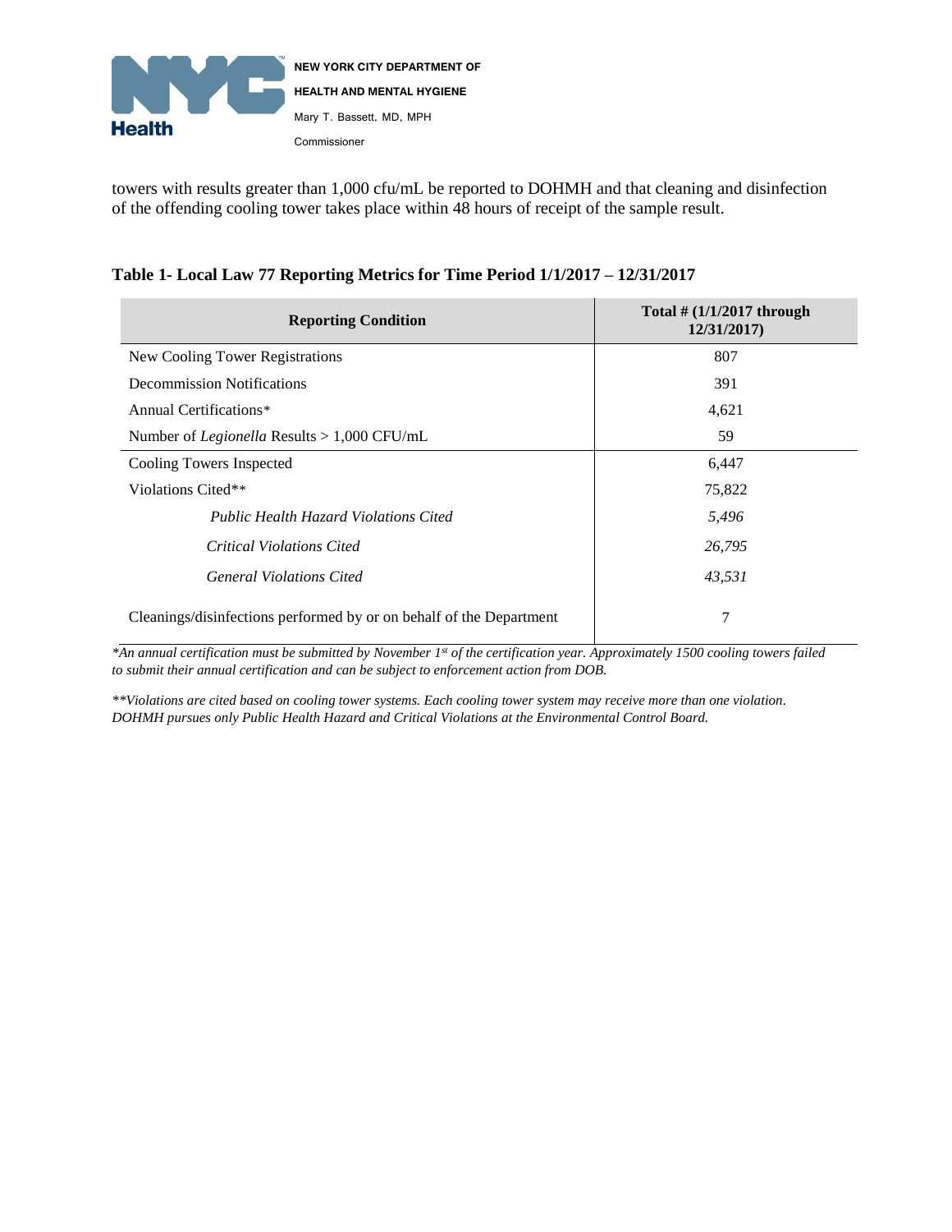towers with results greater than 1,000 cfu/mL be reported to DOHMH and that cleaning and disinfection of the offending cooling tower takes place within 48 hours of receipt of the sample result.

**Table 1- Local Law 77 Reporting Metrics for Time Period 1/1/2017 – 12/31/2017**

| Reporting Condition | Total # (1/1/2017 through 12/31/2017) |
|---|---|
| New Cooling Tower Registrations | 807 |
| Decommission Notifications | 391 |
| Annual Certifications* | 4,621 |
| Number of *Legionella* Results > 1,000 CFU/mL | 59 |
| Cooling Towers Inspected | 6,447 |
| Violations Cited** | 75,822 |
| *Public Health Hazard Violations Cited* | *5,496* |
| *Critical Violations Cited* | *26,795* |
| *General Violations Cited* | *43,531* |
| Cleanings/disinfections performed by or on behalf of the Department | 7 |

*\*An annual certification must be submitted by November 1st of the certification year. Approximately 1500 cooling towers failed to submit their annual certification and can be subject to enforcement action from DOB.*

*\*\*Violations are cited based on cooling tower systems. Each cooling tower system may receive more than one violation. DOHMH pursues only Public Health Hazard and Critical Violations at the Environmental Control Board.*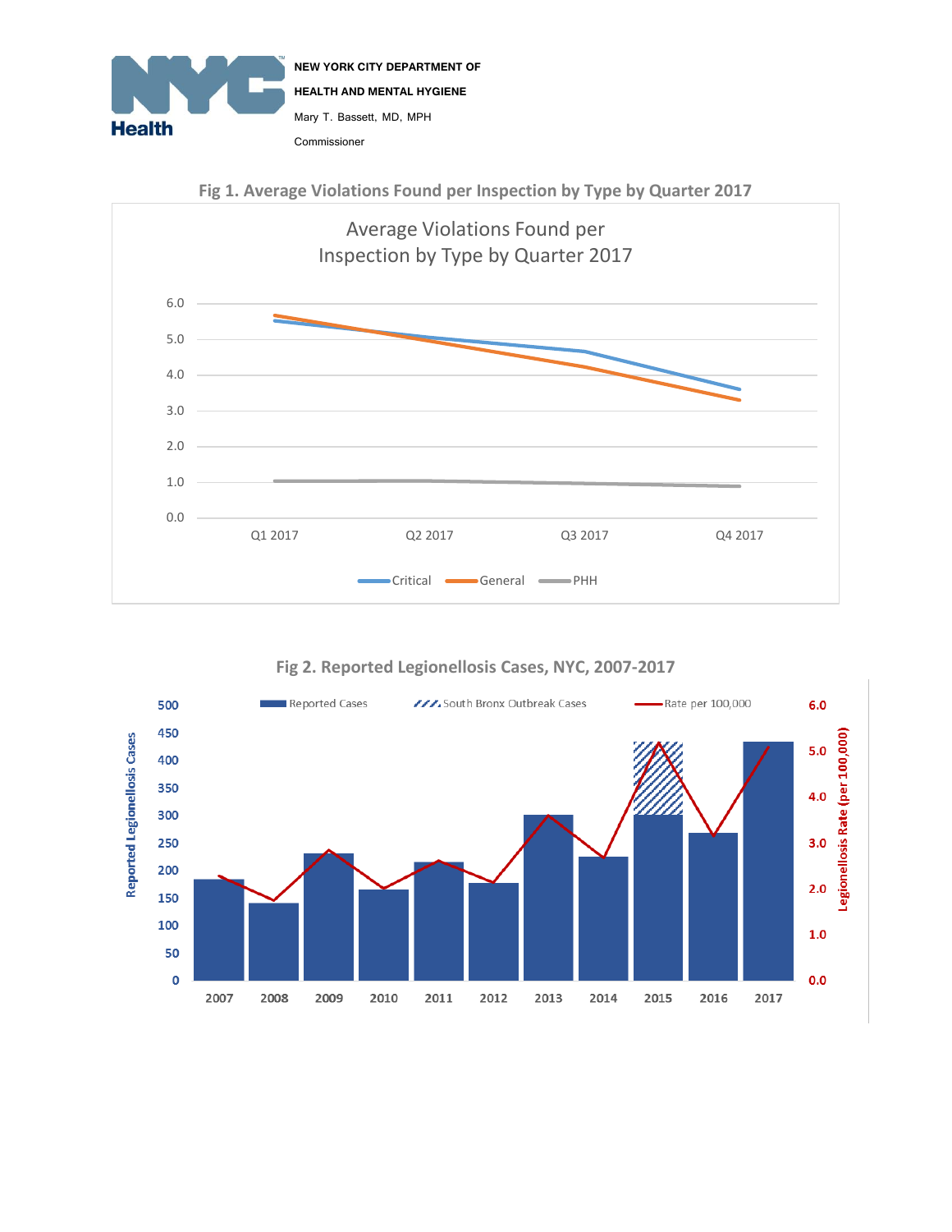NEW YORK CITY DEPARTMENT OF

HEALTH AND MENTAL HYGIENE

Mary T. Bassett, MD, MPH

Commissioner

**Fig 1. Average Violations Found per Inspection by Type by Quarter 2017**

Average Violations Found per Inspection by Type by Quarter 2017

6.0
5.0
4.0
3.0
2.0
1.0
0.0

Q1 2017
Q2 2017
Q3 2017
Q4 2017

Critical
General
PHH

**Fig 2. Reported Legionellosis Cases, NYC, 2007-2017**

Reported Cases
South Bronx Outbreak Cases
Rate per 100,000

Reported Legionellosis Cases

500
450
400
350
300
250
200
150
100
50
0

Legionellosis Rate (per 100,000)

6.0
5.0
4.0
3.0
2.0
1.0
0.0

2007
2008
2009
2010
2011
2012
2013
2014
2015
2016
2017